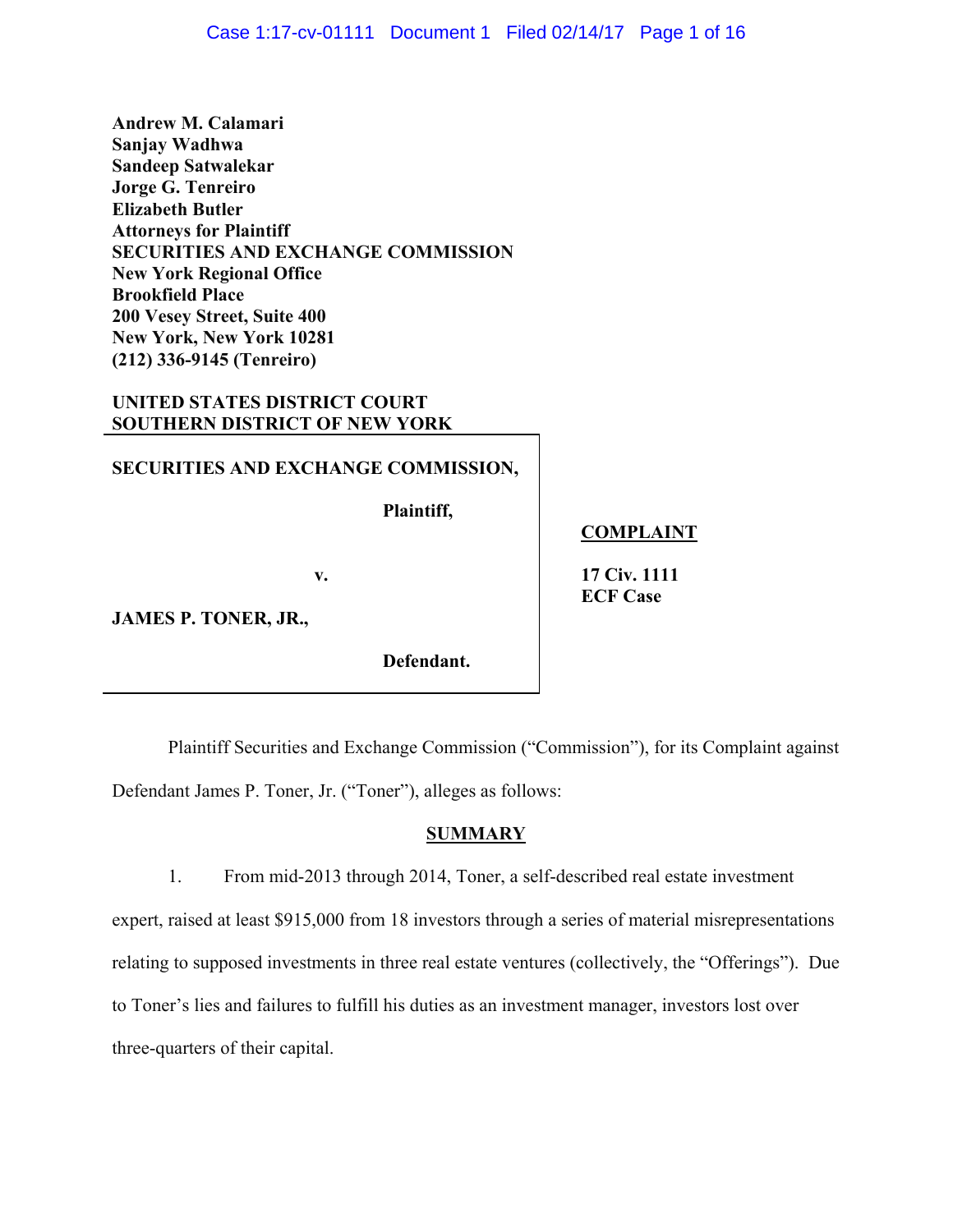**Andrew M. Calamari**
**Sanjay Wadhwa**
**Sandeep Satwalekar**
**Jorge G. Tenreiro**
**Elizabeth Butler**
**Attorneys for Plaintiff**
**SECURITIES AND EXCHANGE COMMISSION**
**New York Regional Office**
**Brookfield Place**
**200 Vesey Street, Suite 400**
**New York, New York 10281**
**(212) 336-9145 (Tenreiro)**

**UNITED STATES DISTRICT COURT**
**SOUTHERN DISTRICT OF NEW YORK**

| | |
|---|---|
| **SECURITIES AND EXCHANGE COMMISSION,** | |
| **Plaintiff,** | **COMPLAINT** |
| **v.** | **17 Civ. 1111** **ECF Case** |
| **JAMES P. TONER, JR.,** | |
| **Defendant.** | |

Plaintiff Securities and Exchange Commission ("Commission"), for its Complaint against Defendant James P. Toner, Jr. ("Toner"), alleges as follows:

## SUMMARY

1. From mid-2013 through 2014, Toner, a self-described real estate investment expert, raised at least $915,000 from 18 investors through a series of material misrepresentations relating to supposed investments in three real estate ventures (collectively, the "Offerings"). Due to Toner's lies and failures to fulfill his duties as an investment manager, investors lost over three-quarters of their capital.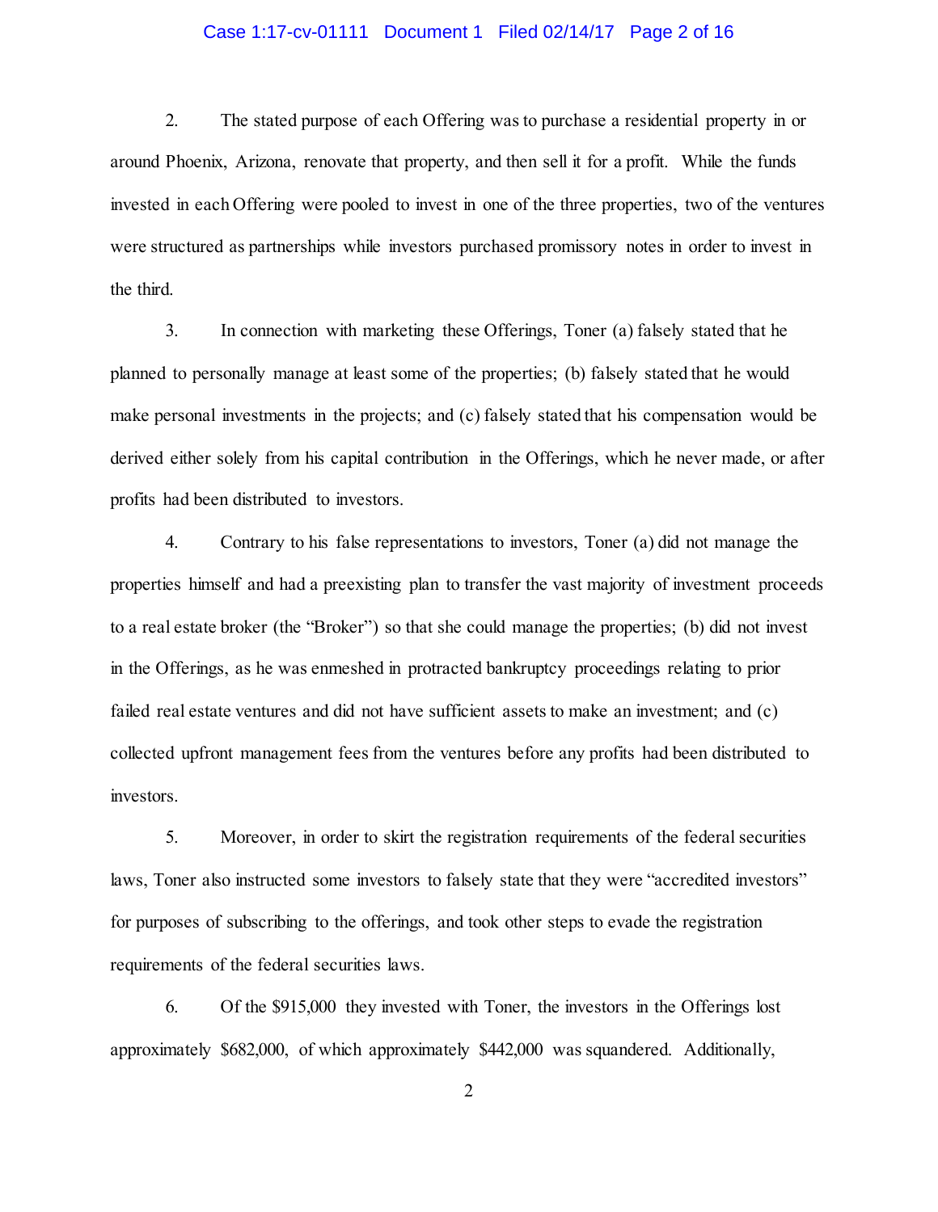2. The stated purpose of each Offering was to purchase a residential property in or around Phoenix, Arizona, renovate that property, and then sell it for a profit. While the funds invested in each Offering were pooled to invest in one of the three properties, two of the ventures were structured as partnerships while investors purchased promissory notes in order to invest in the third.

3. In connection with marketing these Offerings, Toner (a) falsely stated that he planned to personally manage at least some of the properties; (b) falsely stated that he would make personal investments in the projects; and (c) falsely stated that his compensation would be derived either solely from his capital contribution in the Offerings, which he never made, or after profits had been distributed to investors.

4. Contrary to his false representations to investors, Toner (a) did not manage the properties himself and had a preexisting plan to transfer the vast majority of investment proceeds to a real estate broker (the "Broker") so that she could manage the properties; (b) did not invest in the Offerings, as he was enmeshed in protracted bankruptcy proceedings relating to prior failed real estate ventures and did not have sufficient assets to make an investment; and (c) collected upfront management fees from the ventures before any profits had been distributed to investors.

5. Moreover, in order to skirt the registration requirements of the federal securities laws, Toner also instructed some investors to falsely state that they were "accredited investors" for purposes of subscribing to the offerings, and took other steps to evade the registration requirements of the federal securities laws.

6. Of the $915,000 they invested with Toner, the investors in the Offerings lost approximately $682,000, of which approximately $442,000 was squandered. Additionally,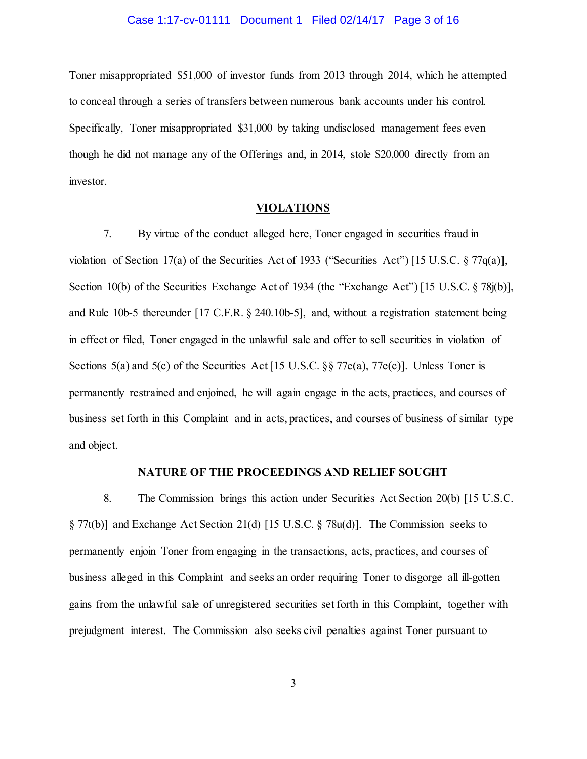Toner misappropriated $51,000 of investor funds from 2013 through 2014, which he attempted to conceal through a series of transfers between numerous bank accounts under his control. Specifically, Toner misappropriated $31,000 by taking undisclosed management fees even though he did not manage any of the Offerings and, in 2014, stole $20,000 directly from an investor.

## VIOLATIONS

7. By virtue of the conduct alleged here, Toner engaged in securities fraud in violation of Section 17(a) of the Securities Act of 1933 ("Securities Act") [15 U.S.C. § 77q(a)], Section 10(b) of the Securities Exchange Act of 1934 (the "Exchange Act") [15 U.S.C. § 78j(b)], and Rule 10b-5 thereunder [17 C.F.R. § 240.10b-5], and, without a registration statement being in effect or filed, Toner engaged in the unlawful sale and offer to sell securities in violation of Sections 5(a) and 5(c) of the Securities Act [15 U.S.C. §§ 77e(a), 77e(c)]. Unless Toner is permanently restrained and enjoined, he will again engage in the acts, practices, and courses of business set forth in this Complaint and in acts, practices, and courses of business of similar type and object.

## NATURE OF THE PROCEEDINGS AND RELIEF SOUGHT

8. The Commission brings this action under Securities Act Section 20(b) [15 U.S.C. § 77t(b)] and Exchange Act Section 21(d) [15 U.S.C. § 78u(d)]. The Commission seeks to permanently enjoin Toner from engaging in the transactions, acts, practices, and courses of business alleged in this Complaint and seeks an order requiring Toner to disgorge all ill-gotten gains from the unlawful sale of unregistered securities set forth in this Complaint, together with prejudgment interest. The Commission also seeks civil penalties against Toner pursuant to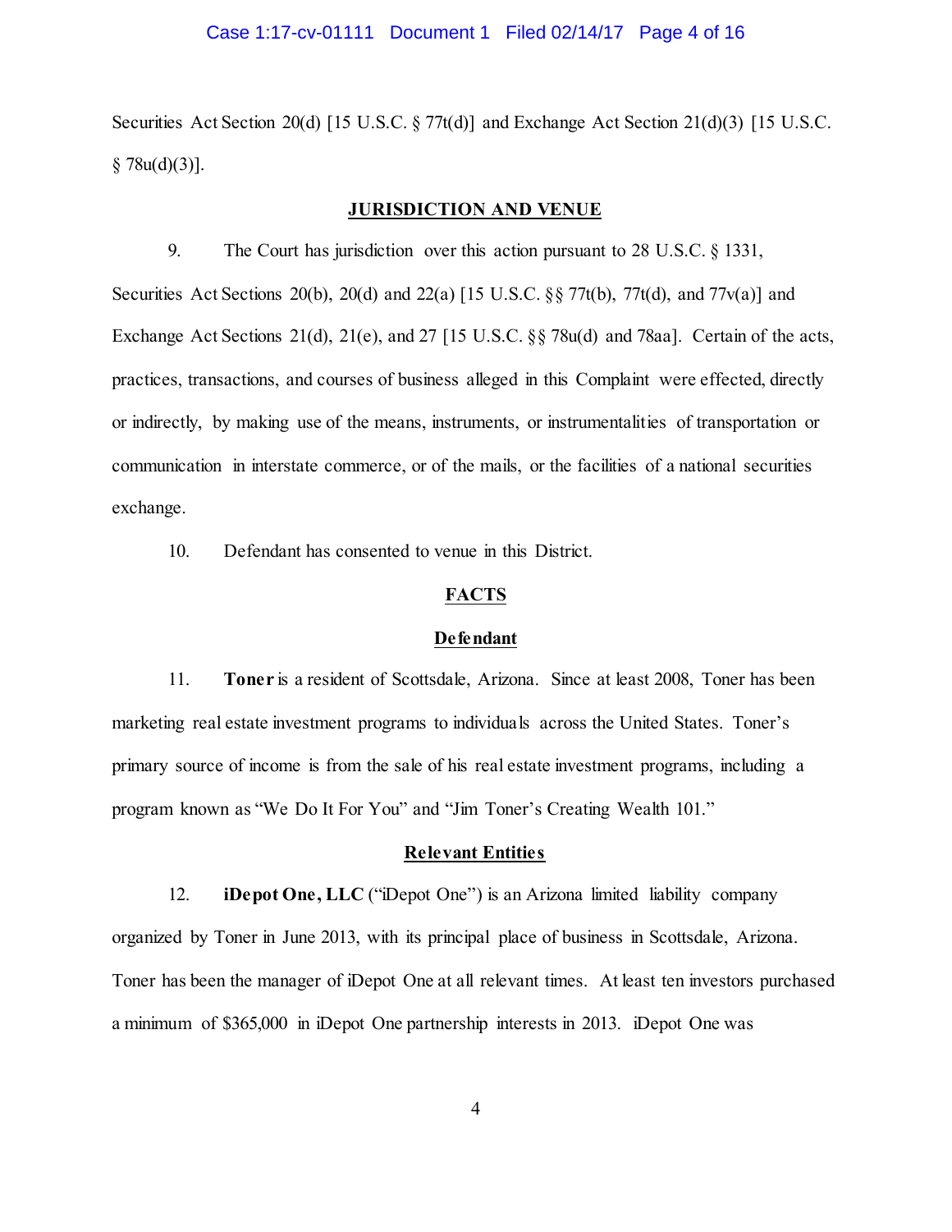Securities Act Section 20(d) [15 U.S.C. § 77t(d)] and Exchange Act Section 21(d)(3) [15 U.S.C. § 78u(d)(3)].

## JURISDICTION AND VENUE

9. The Court has jurisdiction over this action pursuant to 28 U.S.C. § 1331, Securities Act Sections 20(b), 20(d) and 22(a) [15 U.S.C. §§ 77t(b), 77t(d), and 77v(a)] and Exchange Act Sections 21(d), 21(e), and 27 [15 U.S.C. §§ 78u(d) and 78aa]. Certain of the acts, practices, transactions, and courses of business alleged in this Complaint were effected, directly or indirectly, by making use of the means, instruments, or instrumentalities of transportation or communication in interstate commerce, or of the mails, or the facilities of a national securities exchange.

10. Defendant has consented to venue in this District.

## FACTS

### Defendant

11. **Toner** is a resident of Scottsdale, Arizona. Since at least 2008, Toner has been marketing real estate investment programs to individuals across the United States. Toner's primary source of income is from the sale of his real estate investment programs, including a program known as "We Do It For You" and "Jim Toner's Creating Wealth 101."

### Relevant Entities

12. **iDepot One, LLC** ("iDepot One") is an Arizona limited liability company organized by Toner in June 2013, with its principal place of business in Scottsdale, Arizona. Toner has been the manager of iDepot One at all relevant times. At least ten investors purchased a minimum of $365,000 in iDepot One partnership interests in 2013. iDepot One was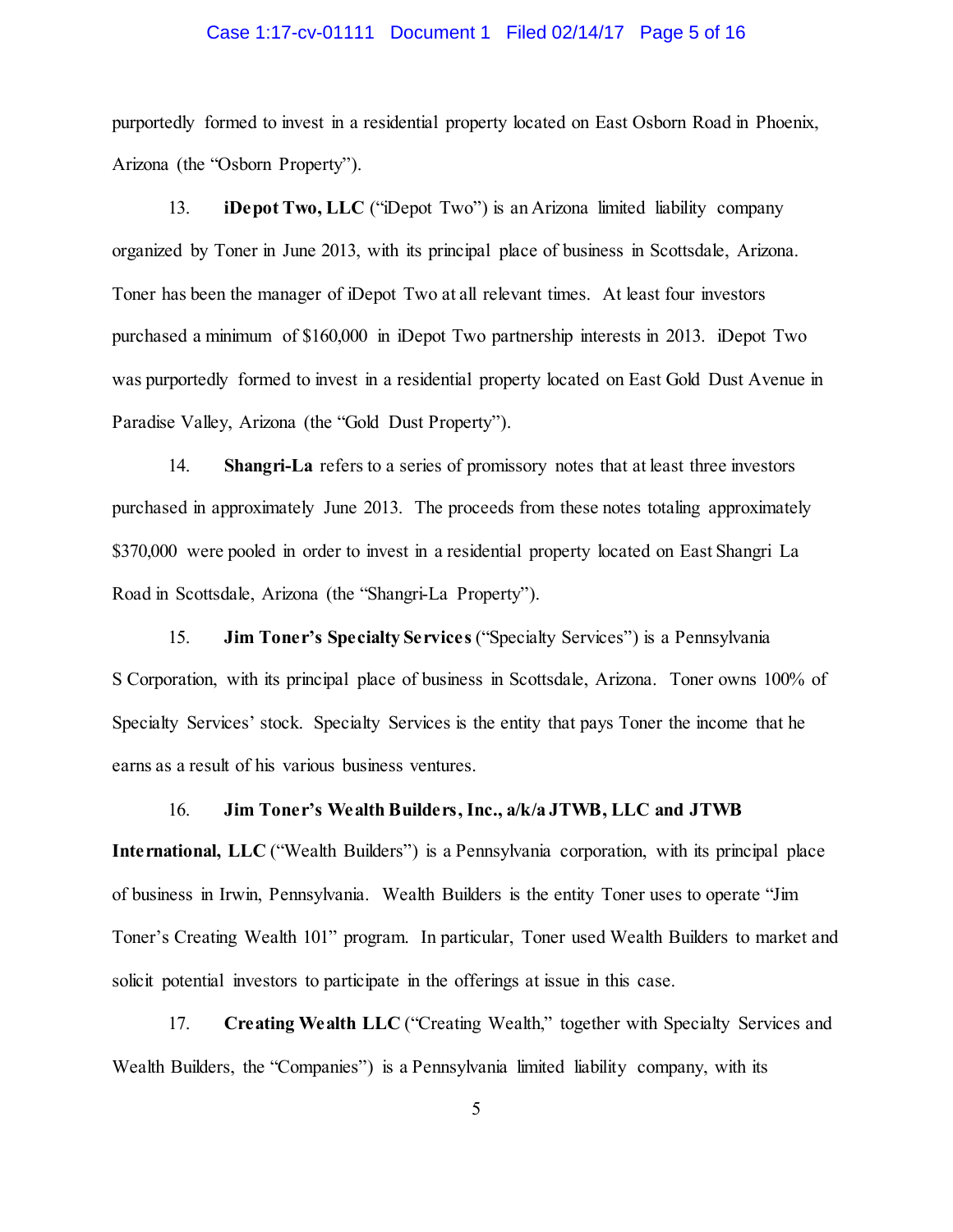purportedly formed to invest in a residential property located on East Osborn Road in Phoenix, Arizona (the "Osborn Property").

13. **iDepot Two, LLC** ("iDepot Two") is an Arizona limited liability company organized by Toner in June 2013, with its principal place of business in Scottsdale, Arizona. Toner has been the manager of iDepot Two at all relevant times. At least four investors purchased a minimum of $160,000 in iDepot Two partnership interests in 2013. iDepot Two was purportedly formed to invest in a residential property located on East Gold Dust Avenue in Paradise Valley, Arizona (the "Gold Dust Property").

14. **Shangri-La** refers to a series of promissory notes that at least three investors purchased in approximately June 2013. The proceeds from these notes totaling approximately $370,000 were pooled in order to invest in a residential property located on East Shangri La Road in Scottsdale, Arizona (the "Shangri-La Property").

15. **Jim Toner's Specialty Services** ("Specialty Services") is a Pennsylvania S Corporation, with its principal place of business in Scottsdale, Arizona. Toner owns 100% of Specialty Services' stock. Specialty Services is the entity that pays Toner the income that he earns as a result of his various business ventures.

16. **Jim Toner's Wealth Builders, Inc., a/k/a JTWB, LLC and JTWB International, LLC** ("Wealth Builders") is a Pennsylvania corporation, with its principal place of business in Irwin, Pennsylvania. Wealth Builders is the entity Toner uses to operate "Jim Toner's Creating Wealth 101" program. In particular, Toner used Wealth Builders to market and solicit potential investors to participate in the offerings at issue in this case.

17. **Creating Wealth LLC** ("Creating Wealth," together with Specialty Services and Wealth Builders, the "Companies") is a Pennsylvania limited liability company, with its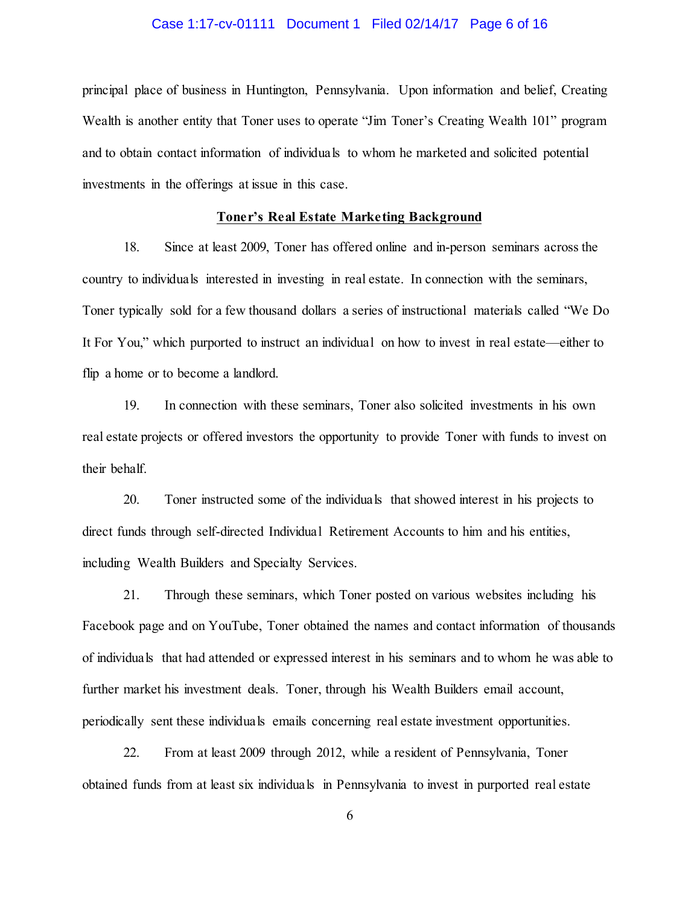principal place of business in Huntington, Pennsylvania. Upon information and belief, Creating Wealth is another entity that Toner uses to operate "Jim Toner's Creating Wealth 101" program and to obtain contact information of individuals to whom he marketed and solicited potential investments in the offerings at issue in this case.

## **Toner's Real Estate Marketing Background**

18. Since at least 2009, Toner has offered online and in-person seminars across the country to individuals interested in investing in real estate. In connection with the seminars, Toner typically sold for a few thousand dollars a series of instructional materials called "We Do It For You," which purported to instruct an individual on how to invest in real estate—either to flip a home or to become a landlord.

19. In connection with these seminars, Toner also solicited investments in his own real estate projects or offered investors the opportunity to provide Toner with funds to invest on their behalf.

20. Toner instructed some of the individuals that showed interest in his projects to direct funds through self-directed Individual Retirement Accounts to him and his entities, including Wealth Builders and Specialty Services.

21. Through these seminars, which Toner posted on various websites including his Facebook page and on YouTube, Toner obtained the names and contact information of thousands of individuals that had attended or expressed interest in his seminars and to whom he was able to further market his investment deals. Toner, through his Wealth Builders email account, periodically sent these individuals emails concerning real estate investment opportunities.

22. From at least 2009 through 2012, while a resident of Pennsylvania, Toner obtained funds from at least six individuals in Pennsylvania to invest in purported real estate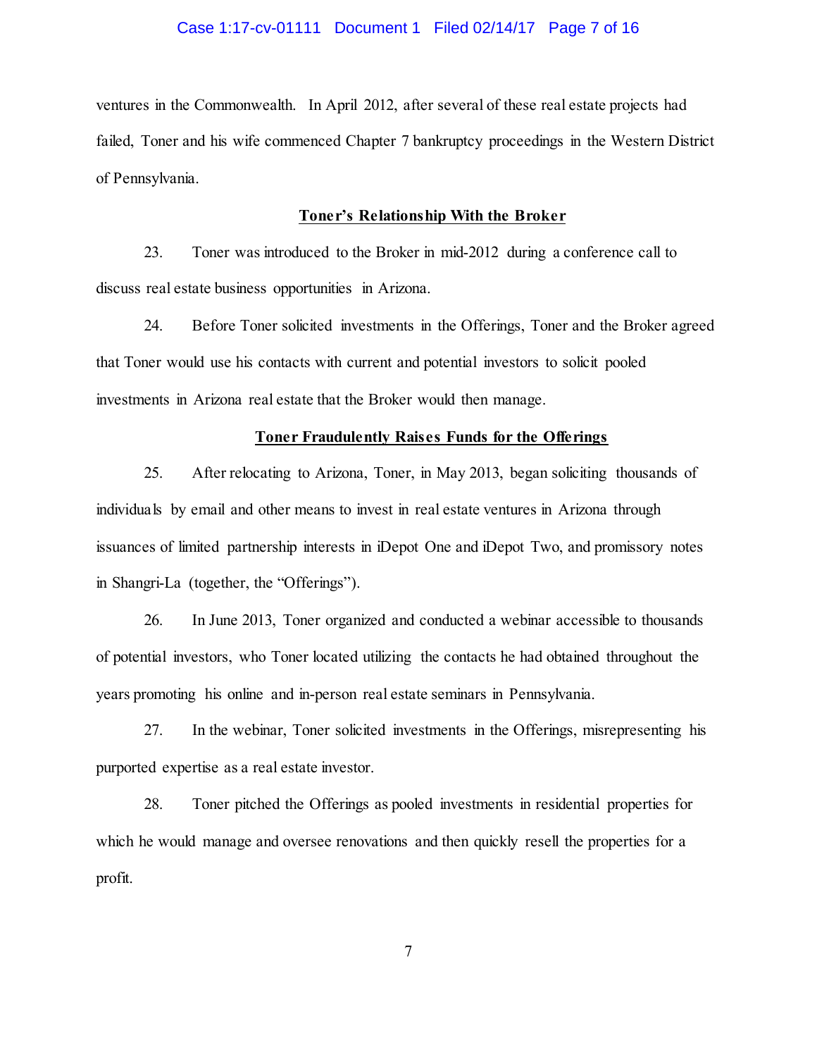ventures in the Commonwealth. In April 2012, after several of these real estate projects had failed, Toner and his wife commenced Chapter 7 bankruptcy proceedings in the Western District of Pennsylvania.

**Toner's Relationship With the Broker**

23. Toner was introduced to the Broker in mid-2012 during a conference call to discuss real estate business opportunities in Arizona.

24. Before Toner solicited investments in the Offerings, Toner and the Broker agreed that Toner would use his contacts with current and potential investors to solicit pooled investments in Arizona real estate that the Broker would then manage.

**Toner Fraudulently Raises Funds for the Offerings**

25. After relocating to Arizona, Toner, in May 2013, began soliciting thousands of individuals by email and other means to invest in real estate ventures in Arizona through issuances of limited partnership interests in iDepot One and iDepot Two, and promissory notes in Shangri-La (together, the "Offerings").

26. In June 2013, Toner organized and conducted a webinar accessible to thousands of potential investors, who Toner located utilizing the contacts he had obtained throughout the years promoting his online and in-person real estate seminars in Pennsylvania.

27. In the webinar, Toner solicited investments in the Offerings, misrepresenting his purported expertise as a real estate investor.

28. Toner pitched the Offerings as pooled investments in residential properties for which he would manage and oversee renovations and then quickly resell the properties for a profit.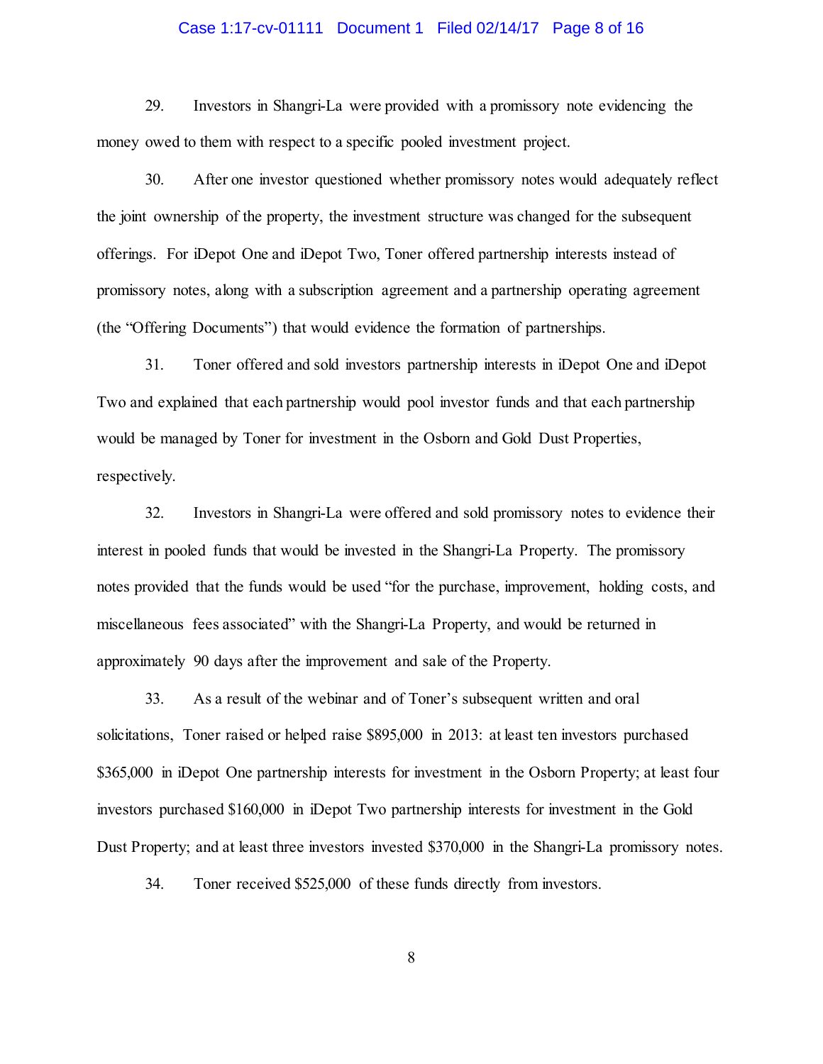29. Investors in Shangri-La were provided with a promissory note evidencing the money owed to them with respect to a specific pooled investment project.

30. After one investor questioned whether promissory notes would adequately reflect the joint ownership of the property, the investment structure was changed for the subsequent offerings. For iDepot One and iDepot Two, Toner offered partnership interests instead of promissory notes, along with a subscription agreement and a partnership operating agreement (the "Offering Documents") that would evidence the formation of partnerships.

31. Toner offered and sold investors partnership interests in iDepot One and iDepot Two and explained that each partnership would pool investor funds and that each partnership would be managed by Toner for investment in the Osborn and Gold Dust Properties, respectively.

32. Investors in Shangri-La were offered and sold promissory notes to evidence their interest in pooled funds that would be invested in the Shangri-La Property. The promissory notes provided that the funds would be used "for the purchase, improvement, holding costs, and miscellaneous fees associated" with the Shangri-La Property, and would be returned in approximately 90 days after the improvement and sale of the Property.

33. As a result of the webinar and of Toner's subsequent written and oral solicitations, Toner raised or helped raise $895,000 in 2013: at least ten investors purchased $365,000 in iDepot One partnership interests for investment in the Osborn Property; at least four investors purchased $160,000 in iDepot Two partnership interests for investment in the Gold Dust Property; and at least three investors invested $370,000 in the Shangri-La promissory notes.

34. Toner received $525,000 of these funds directly from investors.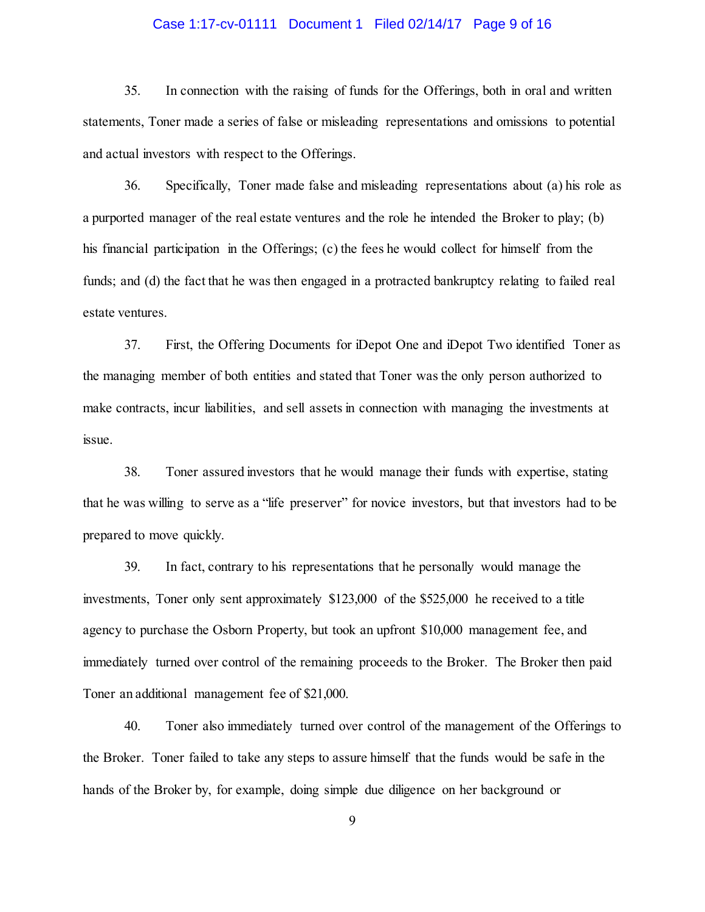35. In connection with the raising of funds for the Offerings, both in oral and written statements, Toner made a series of false or misleading representations and omissions to potential and actual investors with respect to the Offerings.

36. Specifically, Toner made false and misleading representations about (a) his role as a purported manager of the real estate ventures and the role he intended the Broker to play; (b) his financial participation in the Offerings; (c) the fees he would collect for himself from the funds; and (d) the fact that he was then engaged in a protracted bankruptcy relating to failed real estate ventures.

37. First, the Offering Documents for iDepot One and iDepot Two identified Toner as the managing member of both entities and stated that Toner was the only person authorized to make contracts, incur liabilities, and sell assets in connection with managing the investments at issue.

38. Toner assured investors that he would manage their funds with expertise, stating that he was willing to serve as a "life preserver" for novice investors, but that investors had to be prepared to move quickly.

39. In fact, contrary to his representations that he personally would manage the investments, Toner only sent approximately $123,000 of the $525,000 he received to a title agency to purchase the Osborn Property, but took an upfront $10,000 management fee, and immediately turned over control of the remaining proceeds to the Broker. The Broker then paid Toner an additional management fee of $21,000.

40. Toner also immediately turned over control of the management of the Offerings to the Broker. Toner failed to take any steps to assure himself that the funds would be safe in the hands of the Broker by, for example, doing simple due diligence on her background or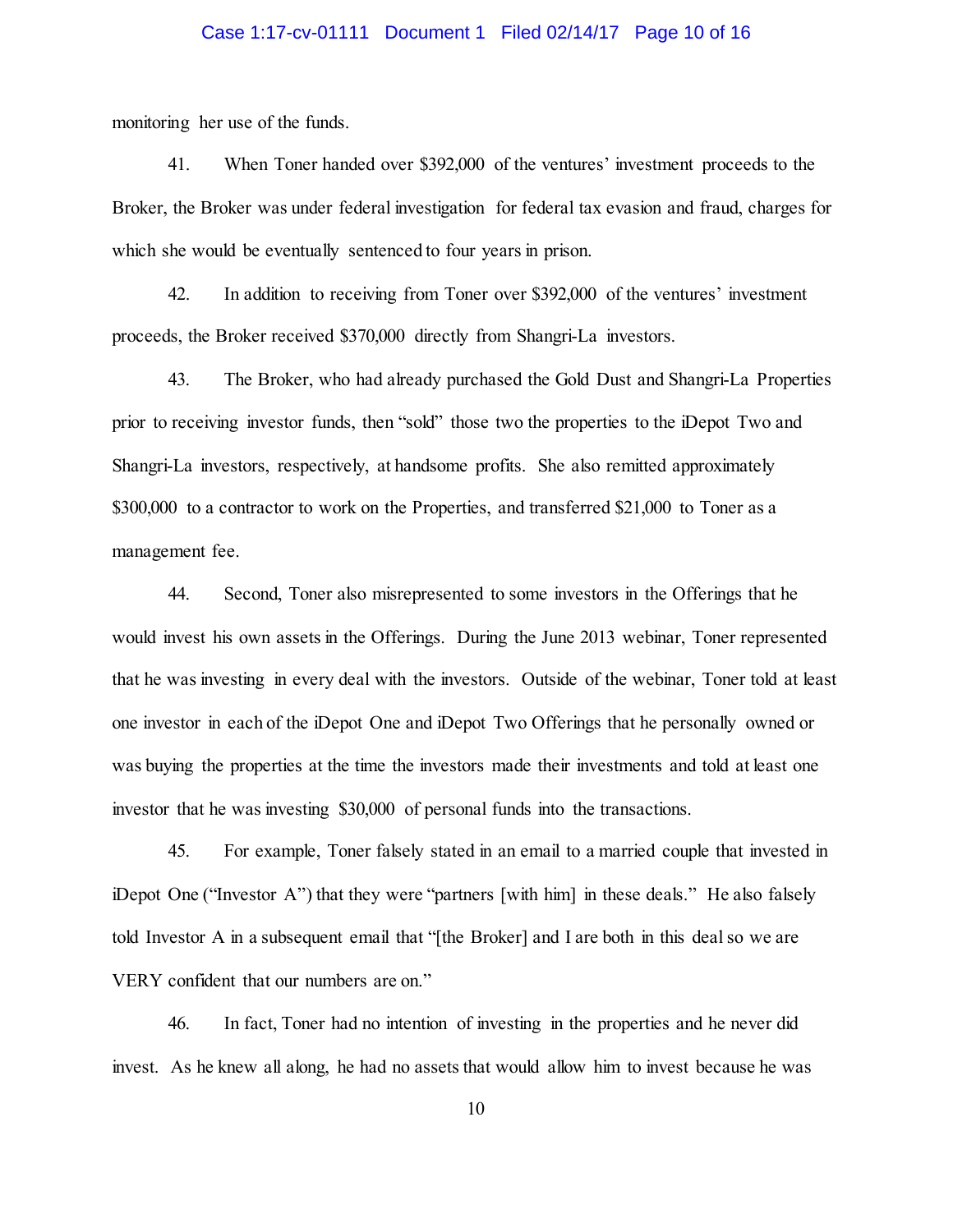monitoring her use of the funds.

41. When Toner handed over $392,000 of the ventures' investment proceeds to the Broker, the Broker was under federal investigation for federal tax evasion and fraud, charges for which she would be eventually sentenced to four years in prison.

42. In addition to receiving from Toner over $392,000 of the ventures' investment proceeds, the Broker received $370,000 directly from Shangri-La investors.

43. The Broker, who had already purchased the Gold Dust and Shangri-La Properties prior to receiving investor funds, then "sold" those two the properties to the iDepot Two and Shangri-La investors, respectively, at handsome profits. She also remitted approximately $300,000 to a contractor to work on the Properties, and transferred $21,000 to Toner as a management fee.

44. Second, Toner also misrepresented to some investors in the Offerings that he would invest his own assets in the Offerings. During the June 2013 webinar, Toner represented that he was investing in every deal with the investors. Outside of the webinar, Toner told at least one investor in each of the iDepot One and iDepot Two Offerings that he personally owned or was buying the properties at the time the investors made their investments and told at least one investor that he was investing $30,000 of personal funds into the transactions.

45. For example, Toner falsely stated in an email to a married couple that invested in iDepot One ("Investor A") that they were "partners [with him] in these deals." He also falsely told Investor A in a subsequent email that "[the Broker] and I are both in this deal so we are VERY confident that our numbers are on."

46. In fact, Toner had no intention of investing in the properties and he never did invest. As he knew all along, he had no assets that would allow him to invest because he was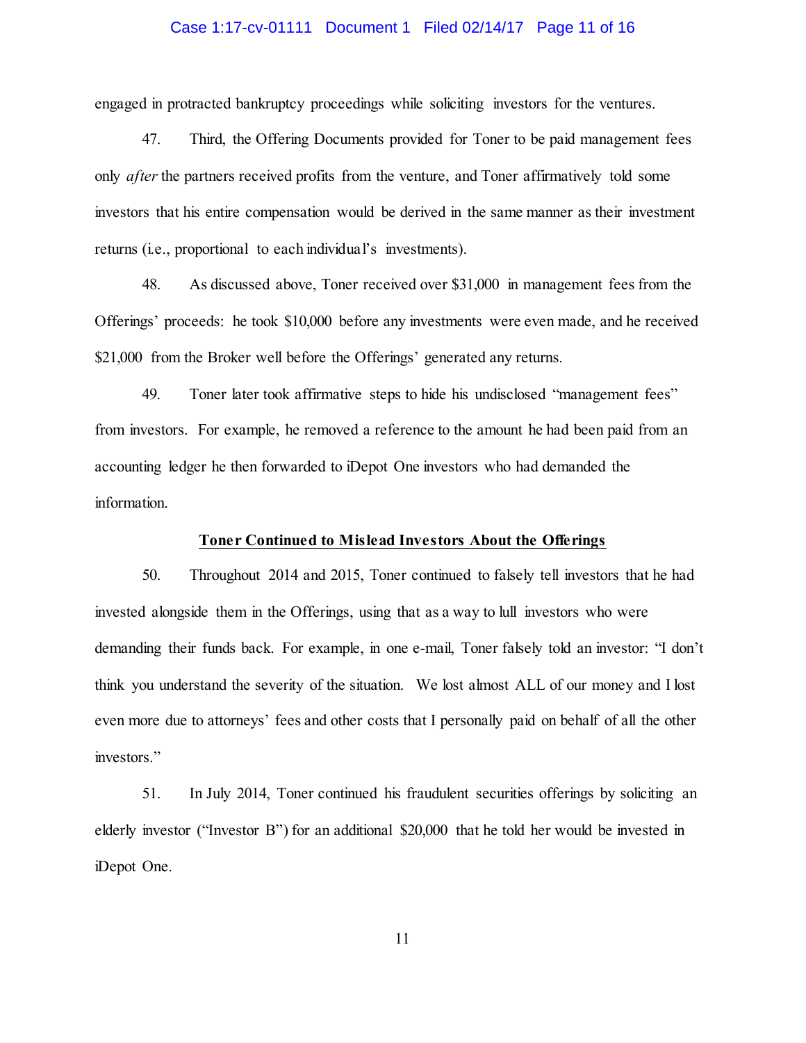engaged in protracted bankruptcy proceedings while soliciting investors for the ventures.

47. Third, the Offering Documents provided for Toner to be paid management fees only *after* the partners received profits from the venture, and Toner affirmatively told some investors that his entire compensation would be derived in the same manner as their investment returns (i.e., proportional to each individual's investments).

48. As discussed above, Toner received over $31,000 in management fees from the Offerings' proceeds: he took $10,000 before any investments were even made, and he received $21,000 from the Broker well before the Offerings' generated any returns.

49. Toner later took affirmative steps to hide his undisclosed "management fees" from investors. For example, he removed a reference to the amount he had been paid from an accounting ledger he then forwarded to iDepot One investors who had demanded the information.

**<u>Toner Continued to Mislead Investors About the Offerings</u>**

50. Throughout 2014 and 2015, Toner continued to falsely tell investors that he had invested alongside them in the Offerings, using that as a way to lull investors who were demanding their funds back. For example, in one e-mail, Toner falsely told an investor: "I don't think you understand the severity of the situation. We lost almost ALL of our money and I lost even more due to attorneys' fees and other costs that I personally paid on behalf of all the other investors."

51. In July 2014, Toner continued his fraudulent securities offerings by soliciting an elderly investor ("Investor B") for an additional $20,000 that he told her would be invested in iDepot One.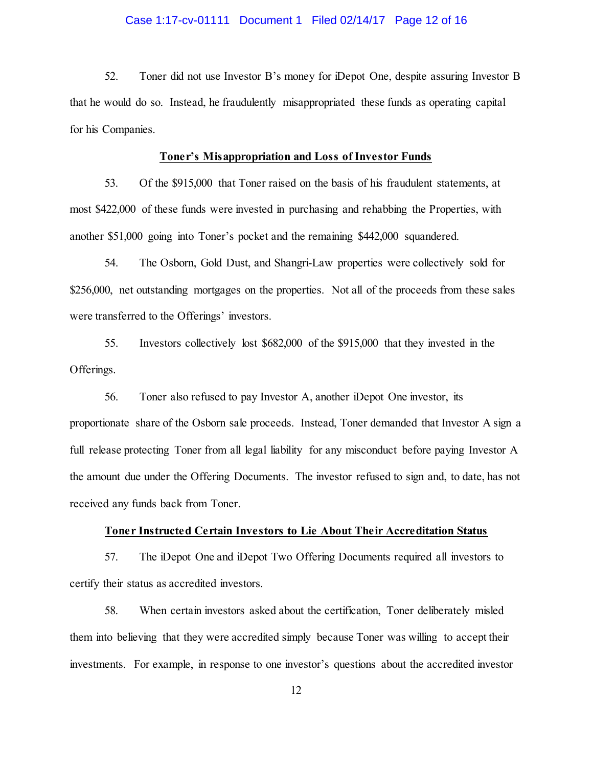52. Toner did not use Investor B's money for iDepot One, despite assuring Investor B that he would do so. Instead, he fraudulently misappropriated these funds as operating capital for his Companies.

**Toner's Misappropriation and Loss of Investor Funds**

53. Of the $915,000 that Toner raised on the basis of his fraudulent statements, at most $422,000 of these funds were invested in purchasing and rehabbing the Properties, with another $51,000 going into Toner's pocket and the remaining $442,000 squandered.

54. The Osborn, Gold Dust, and Shangri-Law properties were collectively sold for $256,000, net outstanding mortgages on the properties. Not all of the proceeds from these sales were transferred to the Offerings' investors.

55. Investors collectively lost $682,000 of the $915,000 that they invested in the Offerings.

56. Toner also refused to pay Investor A, another iDepot One investor, its proportionate share of the Osborn sale proceeds. Instead, Toner demanded that Investor A sign a full release protecting Toner from all legal liability for any misconduct before paying Investor A the amount due under the Offering Documents. The investor refused to sign and, to date, has not received any funds back from Toner.

**Toner Instructed Certain Investors to Lie About Their Accreditation Status**

57. The iDepot One and iDepot Two Offering Documents required all investors to certify their status as accredited investors.

58. When certain investors asked about the certification, Toner deliberately misled them into believing that they were accredited simply because Toner was willing to accept their investments. For example, in response to one investor's questions about the accredited investor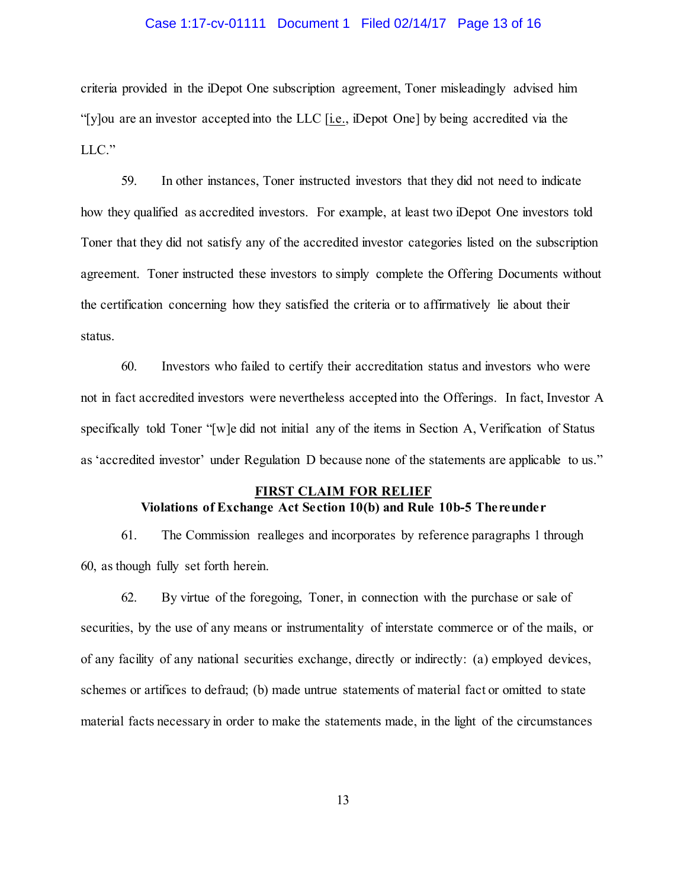criteria provided in the iDepot One subscription agreement, Toner misleadingly advised him "[y]ou are an investor accepted into the LLC [i.e., iDepot One] by being accredited via the LLC."

59. In other instances, Toner instructed investors that they did not need to indicate how they qualified as accredited investors. For example, at least two iDepot One investors told Toner that they did not satisfy any of the accredited investor categories listed on the subscription agreement. Toner instructed these investors to simply complete the Offering Documents without the certification concerning how they satisfied the criteria or to affirmatively lie about their status.

60. Investors who failed to certify their accreditation status and investors who were not in fact accredited investors were nevertheless accepted into the Offerings. In fact, Investor A specifically told Toner "[w]e did not initial any of the items in Section A, Verification of Status as 'accredited investor' under Regulation D because none of the statements are applicable to us."

**FIRST CLAIM FOR RELIEF**
**Violations of Exchange Act Section 10(b) and Rule 10b-5 Thereunder**

61. The Commission realleges and incorporates by reference paragraphs 1 through 60, as though fully set forth herein.

62. By virtue of the foregoing, Toner, in connection with the purchase or sale of securities, by the use of any means or instrumentality of interstate commerce or of the mails, or of any facility of any national securities exchange, directly or indirectly: (a) employed devices, schemes or artifices to defraud; (b) made untrue statements of material fact or omitted to state material facts necessary in order to make the statements made, in the light of the circumstances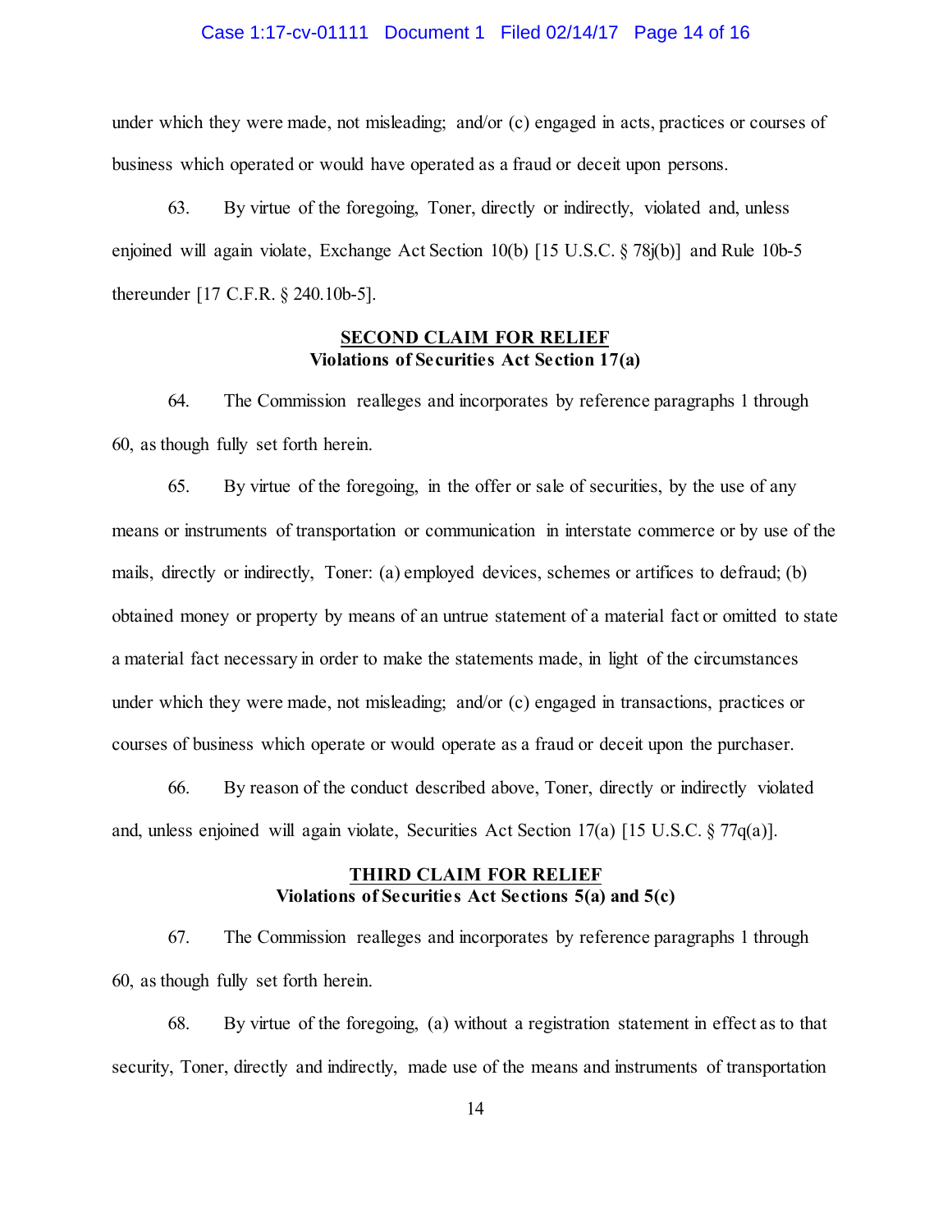under which they were made, not misleading; and/or (c) engaged in acts, practices or courses of business which operated or would have operated as a fraud or deceit upon persons.

63. By virtue of the foregoing, Toner, directly or indirectly, violated and, unless enjoined will again violate, Exchange Act Section 10(b) [15 U.S.C. § 78j(b)] and Rule 10b-5 thereunder [17 C.F.R. § 240.10b-5].

**SECOND CLAIM FOR RELIEF**
**Violations of Securities Act Section 17(a)**

64. The Commission realleges and incorporates by reference paragraphs 1 through 60, as though fully set forth herein.

65. By virtue of the foregoing, in the offer or sale of securities, by the use of any means or instruments of transportation or communication in interstate commerce or by use of the mails, directly or indirectly, Toner: (a) employed devices, schemes or artifices to defraud; (b) obtained money or property by means of an untrue statement of a material fact or omitted to state a material fact necessary in order to make the statements made, in light of the circumstances under which they were made, not misleading; and/or (c) engaged in transactions, practices or courses of business which operate or would operate as a fraud or deceit upon the purchaser.

66. By reason of the conduct described above, Toner, directly or indirectly violated and, unless enjoined will again violate, Securities Act Section 17(a) [15 U.S.C. § 77q(a)].

**THIRD CLAIM FOR RELIEF**
**Violations of Securities Act Sections 5(a) and 5(c)**

67. The Commission realleges and incorporates by reference paragraphs 1 through 60, as though fully set forth herein.

68. By virtue of the foregoing, (a) without a registration statement in effect as to that security, Toner, directly and indirectly, made use of the means and instruments of transportation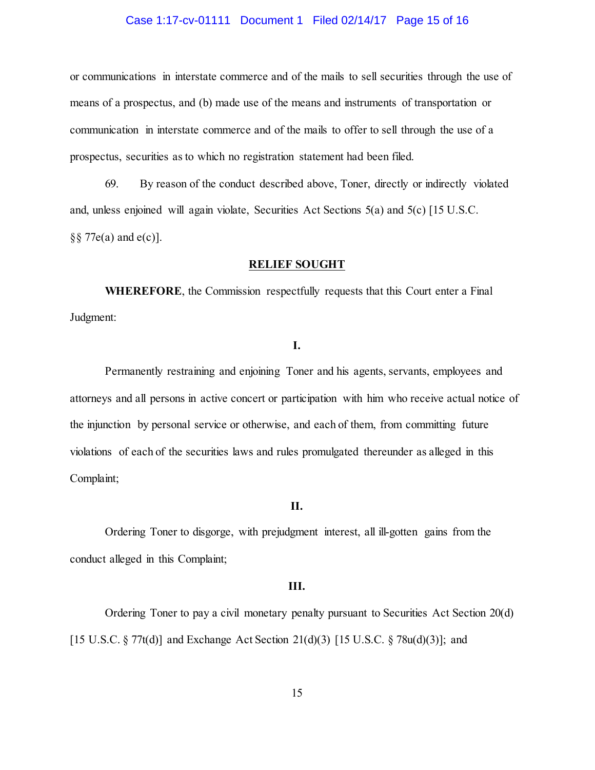or communications in interstate commerce and of the mails to sell securities through the use of means of a prospectus, and (b) made use of the means and instruments of transportation or communication in interstate commerce and of the mails to offer to sell through the use of a prospectus, securities as to which no registration statement had been filed.

69. By reason of the conduct described above, Toner, directly or indirectly violated and, unless enjoined will again violate, Securities Act Sections 5(a) and 5(c) [15 U.S.C. §§ 77e(a) and e(c)].

**RELIEF SOUGHT**

**WHEREFORE**, the Commission respectfully requests that this Court enter a Final Judgment:

**I.**

Permanently restraining and enjoining Toner and his agents, servants, employees and attorneys and all persons in active concert or participation with him who receive actual notice of the injunction by personal service or otherwise, and each of them, from committing future violations of each of the securities laws and rules promulgated thereunder as alleged in this Complaint;

**II.**

Ordering Toner to disgorge, with prejudgment interest, all ill-gotten gains from the conduct alleged in this Complaint;

**III.**

Ordering Toner to pay a civil monetary penalty pursuant to Securities Act Section 20(d) [15 U.S.C. § 77t(d)] and Exchange Act Section 21(d)(3) [15 U.S.C. § 78u(d)(3)]; and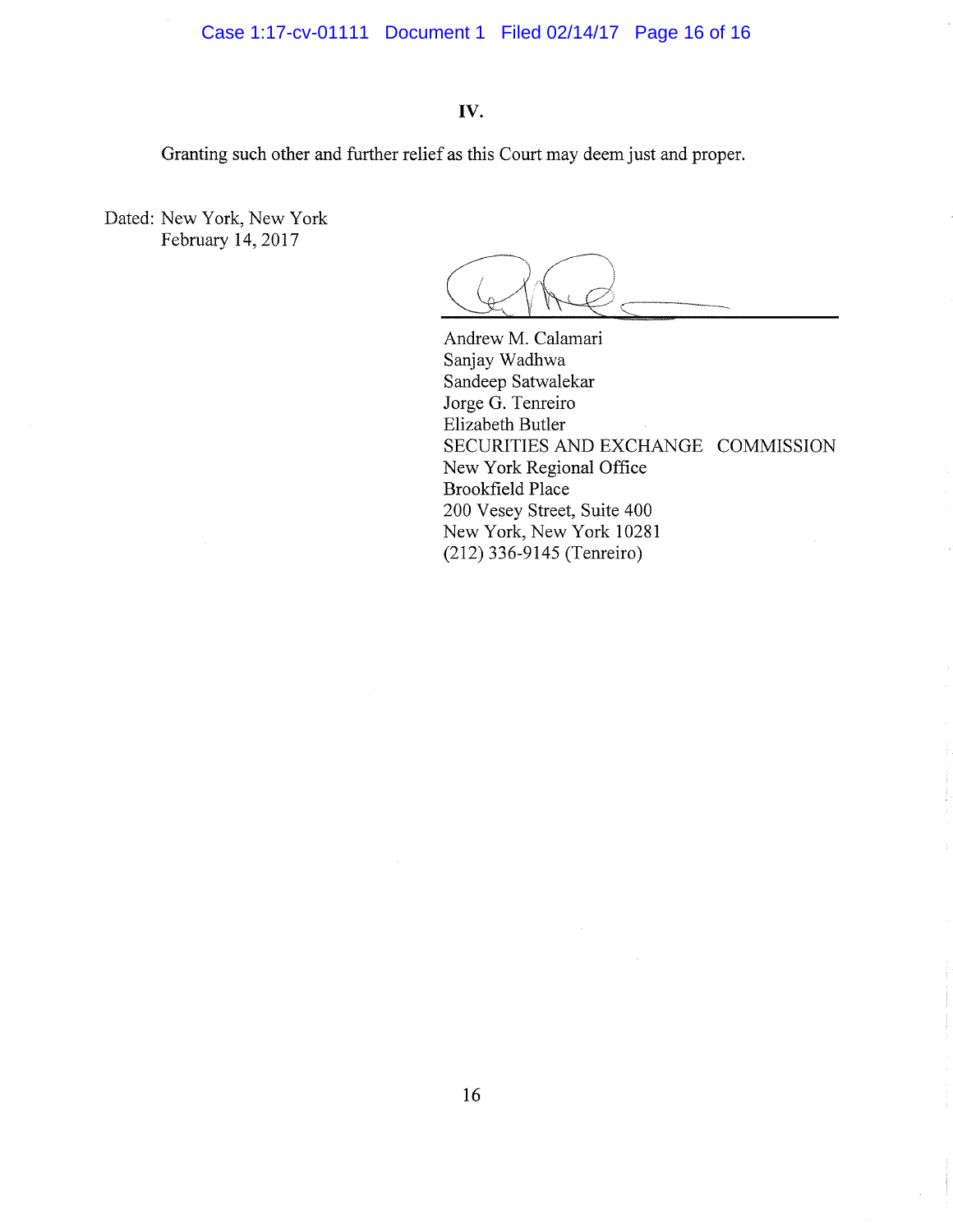**IV.**

Granting such other and further relief as this Court may deem just and proper.

Dated: New York, New York
February 14, 2017

Andrew M. Calamari
Sanjay Wadhwa
Sandeep Satwalekar
Jorge G. Tenreiro
Elizabeth Butler
SECURITIES AND EXCHANGE COMMISSION
New York Regional Office
Brookfield Place
200 Vesey Street, Suite 400
New York, New York 10281
(212) 336-9145 (Tenreiro)